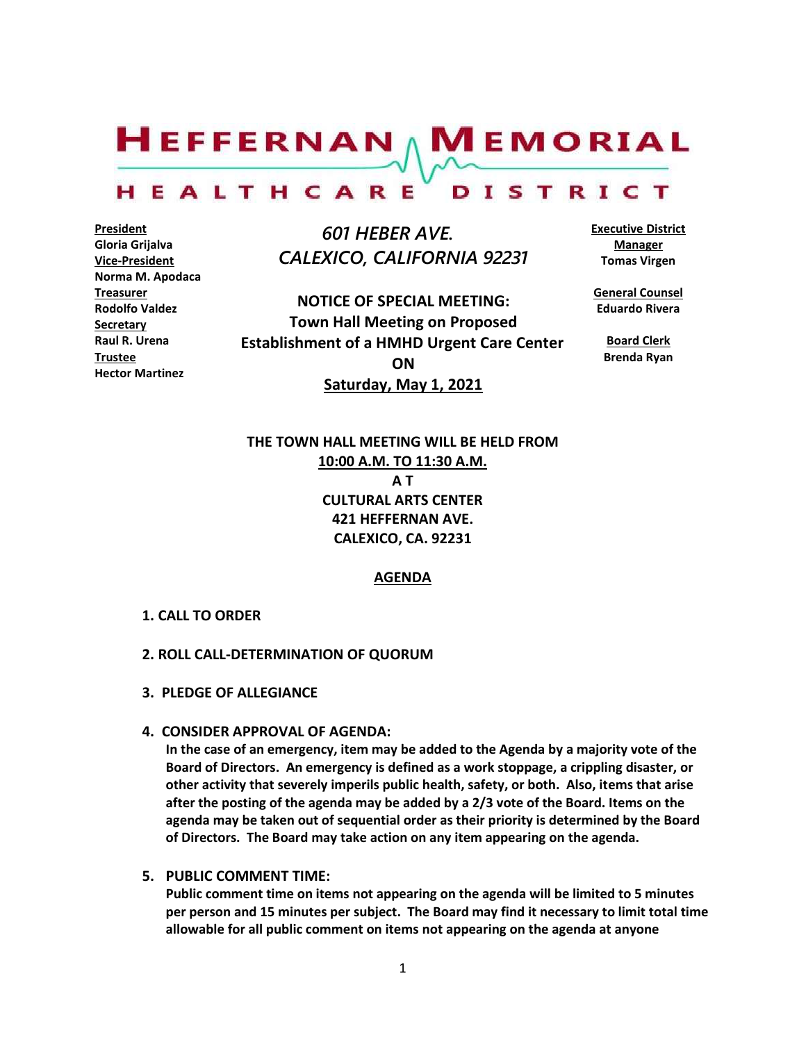# HEFFERNAN MEMORIAL HEALTHCARE DISTRICT

**President**
Gloria Grijalva
**Vice-President**
Norma M. Apodaca
**Treasurer**
Rodolfo Valdez
**Secretary**
Raul R. Urena
**Trustee**
Hector Martinez

*601 HEBER AVE.*
*CALEXICO, CALIFORNIA 92231*

**Executive District Manager**
Tomas Virgen

**General Counsel**
Eduardo Rivera

**Board Clerk**
Brenda Ryan

**NOTICE OF SPECIAL MEETING:**
**Town Hall Meeting on Proposed Establishment of a HMHD Urgent Care Center ON**
**Saturday, May 1, 2021**

**THE TOWN HALL MEETING WILL BE HELD FROM**
**10:00 A.M. TO 11:30 A.M.**
**A T**
**CULTURAL ARTS CENTER**
**421 HEFFERNAN AVE.**
**CALEXICO, CA. 92231**

## AGENDA

1. **CALL TO ORDER**

2. **ROLL CALL-DETERMINATION OF QUORUM**

3. **PLEDGE OF ALLEGIANCE**

4. **CONSIDER APPROVAL OF AGENDA:**
   **In the case of an emergency, item may be added to the Agenda by a majority vote of the Board of Directors. An emergency is defined as a work stoppage, a crippling disaster, or other activity that severely imperils public health, safety, or both. Also, items that arise after the posting of the agenda may be added by a 2/3 vote of the Board. Items on the agenda may be taken out of sequential order as their priority is determined by the Board of Directors. The Board may take action on any item appearing on the agenda.**

5. **PUBLIC COMMENT TIME:**
   **Public comment time on items not appearing on the agenda will be limited to 5 minutes per person and 15 minutes per subject. The Board may find it necessary to limit total time allowable for all public comment on items not appearing on the agenda at anyone**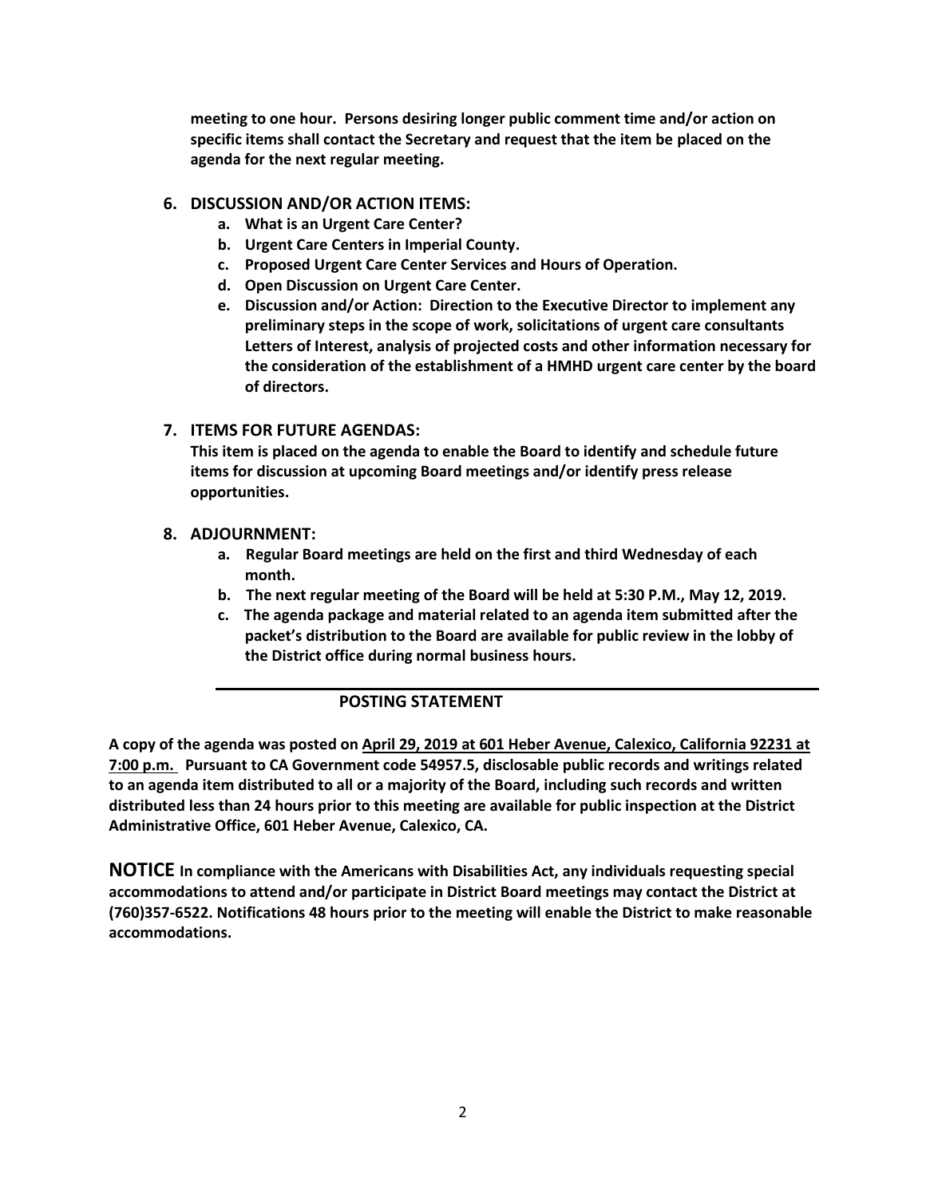**meeting to one hour. Persons desiring longer public comment time and/or action on specific items shall contact the Secretary and request that the item be placed on the agenda for the next regular meeting.**

6. **DISCUSSION AND/OR ACTION ITEMS:**
   a. **What is an Urgent Care Center?**
   b. **Urgent Care Centers in Imperial County.**
   c. **Proposed Urgent Care Center Services and Hours of Operation.**
   d. **Open Discussion on Urgent Care Center.**
   e. **Discussion and/or Action: Direction to the Executive Director to implement any preliminary steps in the scope of work, solicitations of urgent care consultants Letters of Interest, analysis of projected costs and other information necessary for the consideration of the establishment of a HMHD urgent care center by the board of directors.**

7. **ITEMS FOR FUTURE AGENDAS:**
   **This item is placed on the agenda to enable the Board to identify and schedule future items for discussion at upcoming Board meetings and/or identify press release opportunities.**

8. **ADJOURNMENT:**
   a. **Regular Board meetings are held on the first and third Wednesday of each month.**
   b. **The next regular meeting of the Board will be held at 5:30 P.M., May 12, 2019.**
   c. **The agenda package and material related to an agenda item submitted after the packet's distribution to the Board are available for public review in the lobby of the District office during normal business hours.**

---

## POSTING STATEMENT

**A copy of the agenda was posted on April 29, 2019 at 601 Heber Avenue, Calexico, California 92231 at 7:00 p.m. Pursuant to CA Government code 54957.5, disclosable public records and writings related to an agenda item distributed to all or a majority of the Board, including such records and written distributed less than 24 hours prior to this meeting are available for public inspection at the District Administrative Office, 601 Heber Avenue, Calexico, CA.**

**NOTICE In compliance with the Americans with Disabilities Act, any individuals requesting special accommodations to attend and/or participate in District Board meetings may contact the District at (760)357-6522. Notifications 48 hours prior to the meeting will enable the District to make reasonable accommodations.**